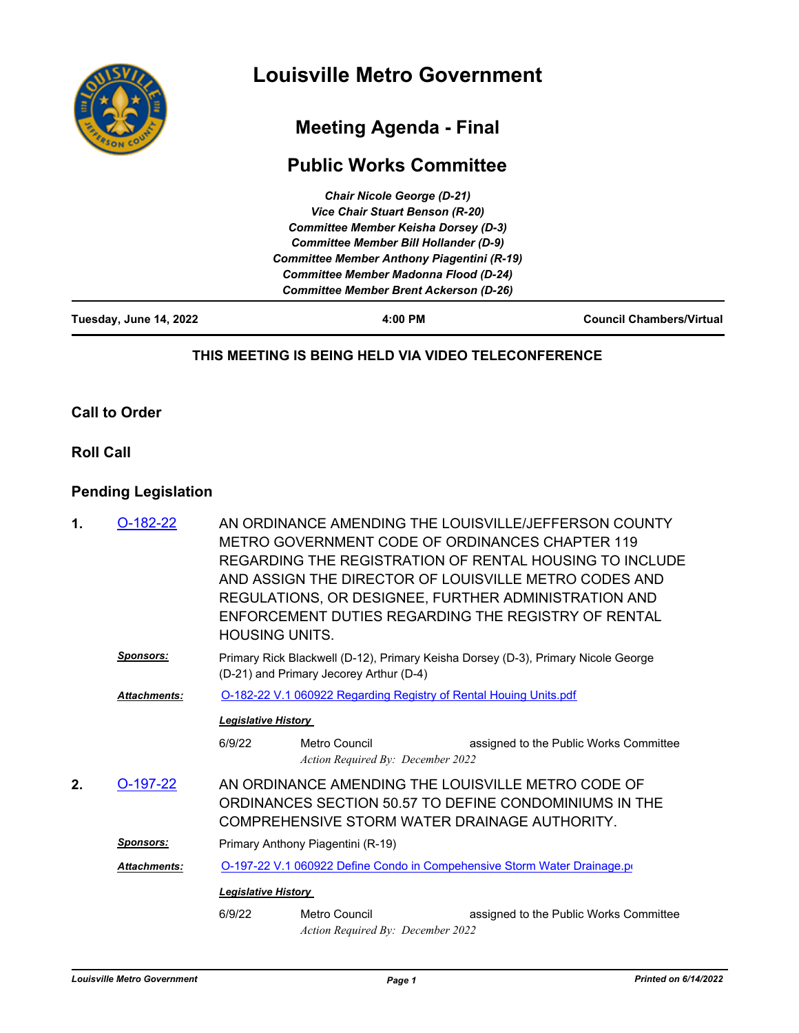# Louisville Metro Government

## Meeting Agenda - Final

## Public Works Committee

*Chair Nicole George (D-21)*
*Vice Chair Stuart Benson (R-20)*
*Committee Member Keisha Dorsey (D-3)*
*Committee Member Bill Hollander (D-9)*
*Committee Member Anthony Piagentini (R-19)*
*Committee Member Madonna Flood (D-24)*
*Committee Member Brent Ackerson (D-26)*

**Tuesday, June 14, 2022** | **4:00 PM** | **Council Chambers/Virtual**

**THIS MEETING IS BEING HELD VIA VIDEO TELECONFERENCE**

### Call to Order

### Roll Call

### Pending Legislation

**1.** O-182-22

AN ORDINANCE AMENDING THE LOUISVILLE/JEFFERSON COUNTY METRO GOVERNMENT CODE OF ORDINANCES CHAPTER 119 REGARDING THE REGISTRATION OF RENTAL HOUSING TO INCLUDE AND ASSIGN THE DIRECTOR OF LOUISVILLE METRO CODES AND REGULATIONS, OR DESIGNEE, FURTHER ADMINISTRATION AND ENFORCEMENT DUTIES REGARDING THE REGISTRY OF RENTAL HOUSING UNITS.

***Sponsors:*** Primary Rick Blackwell (D-12), Primary Keisha Dorsey (D-3), Primary Nicole George (D-21) and Primary Jecorey Arthur (D-4)

***Attachments:*** O-182-22 V.1 060922 Regarding Registry of Rental Houing Units.pdf

***Legislative History***

| | | |
|---|---|---|
| 6/9/22 | Metro Council<br>*Action Required By: December 2022* | assigned to the Public Works Committee |

**2.** O-197-22

AN ORDINANCE AMENDING THE LOUISVILLE METRO CODE OF ORDINANCES SECTION 50.57 TO DEFINE CONDOMINIUMS IN THE COMPREHENSIVE STORM WATER DRAINAGE AUTHORITY.

***Sponsors:*** Primary Anthony Piagentini (R-19)

***Attachments:*** O-197-22 V.1 060922 Define Condo in Compehensive Storm Water Drainage.pdf

***Legislative History***

| | | |
|---|---|---|
| 6/9/22 | Metro Council<br>*Action Required By: December 2022* | assigned to the Public Works Committee |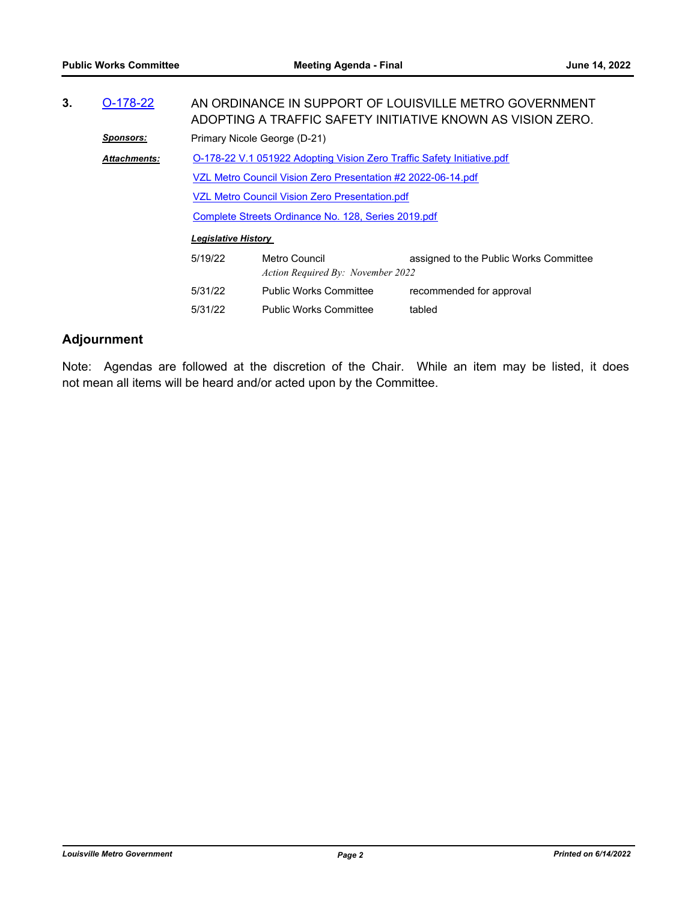**3.** [O-178-22](O-178-22) AN ORDINANCE IN SUPPORT OF LOUISVILLE METRO GOVERNMENT ADOPTING A TRAFFIC SAFETY INITIATIVE KNOWN AS VISION ZERO.

***Sponsors:*** Primary Nicole George (D-21)

***Attachments:***
- O-178-22 V.1 051922 Adopting Vision Zero Traffic Safety Initiative.pdf
- VZL Metro Council Vision Zero Presentation #2 2022-06-14.pdf
- VZL Metro Council Vision Zero Presentation.pdf
- Complete Streets Ordinance No. 128, Series 2019.pdf

***Legislative History***

| | | |
|---|---|---|
| 5/19/22 | Metro Council<br>*Action Required By: November 2022* | assigned to the Public Works Committee |
| 5/31/22 | Public Works Committee | recommended for approval |
| 5/31/22 | Public Works Committee | tabled |

## Adjournment

Note: Agendas are followed at the discretion of the Chair. While an item may be listed, it does not mean all items will be heard and/or acted upon by the Committee.